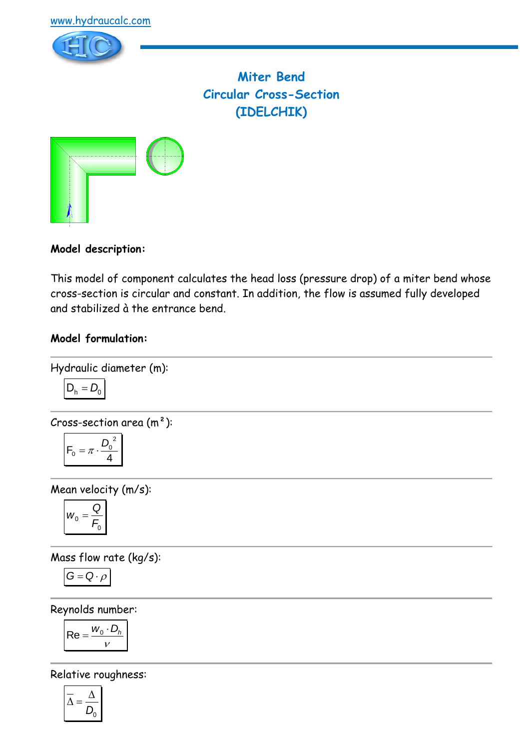www.hydraucalc.com

# Miter Bend
# Circular Cross-Section
# (IDELCHIK)

**Model description:**

This model of component calculates the head loss (pressure drop) of a miter bend whose cross-section is circular and constant. In addition, the flow is assumed fully developed and stabilized à the entrance bend.

**Model formulation:**

Hydraulic diameter (m):

$$D_h = D_0$$

Cross-section area (m²):

$$F_0 = \pi \cdot \frac{D_0^{\,2}}{4}$$

Mean velocity (m/s):

$$w_0 = \frac{Q}{F_0}$$

Mass flow rate (kg/s):

$$G = Q \cdot \rho$$

Reynolds number:

$$\mathrm{Re} = \frac{w_0 \cdot D_h}{\nu}$$

Relative roughness:

$$\overline{\Delta} = \frac{\Delta}{D_0}$$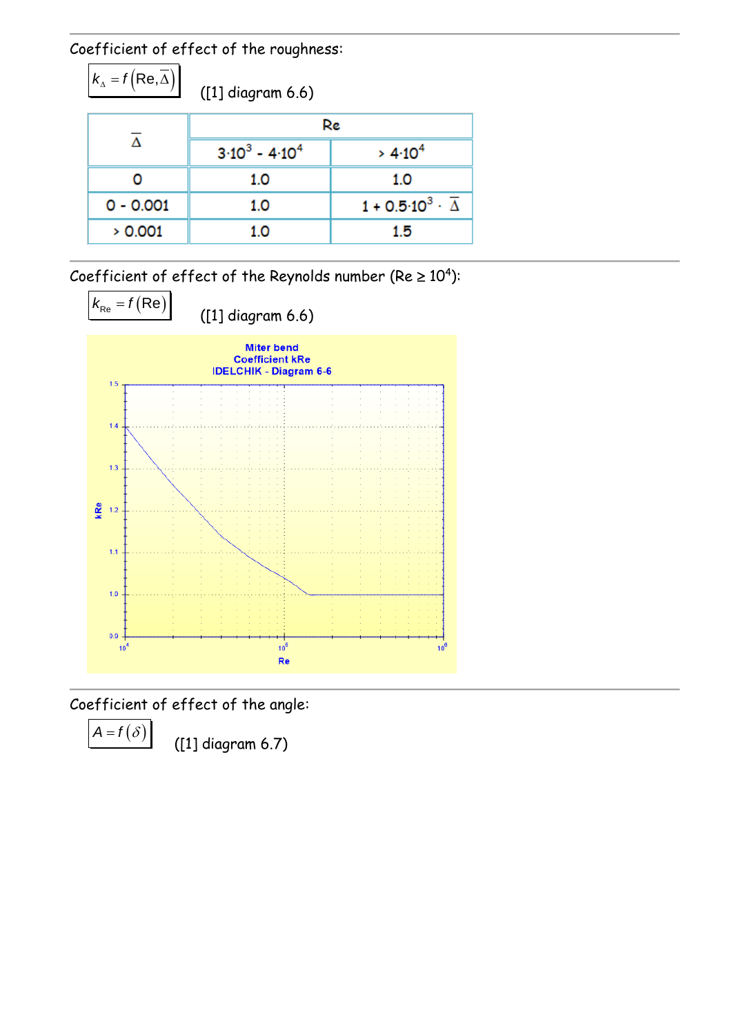Coefficient of effect of the roughness:

$k_{\Delta} = f\left(\text{Re}, \overline{\Delta}\right)$ ([1] diagram 6.6)

| $\overline{\Delta}$ | Re | |
|---|---|---|
| | $3 \cdot 10^3$ - $4 \cdot 10^4$ | $> 4 \cdot 10^4$ |
| 0 | 1.0 | 1.0 |
| 0 - 0.001 | 1.0 | $1 + 0.5 \cdot 10^3 \cdot \overline{\Delta}$ |
| > 0.001 | 1.0 | 1.5 |

Coefficient of effect of the Reynolds number ($\text{Re} \geq 10^4$):

$k_{\text{Re}} = f\left(\text{Re}\right)$ ([1] diagram 6.6)

Miter bend
Coefficient kRe
IDELCHIK - Diagram 6-6

Coefficient of effect of the angle:

$A = f\left(\delta\right)$ ([1] diagram 6.7)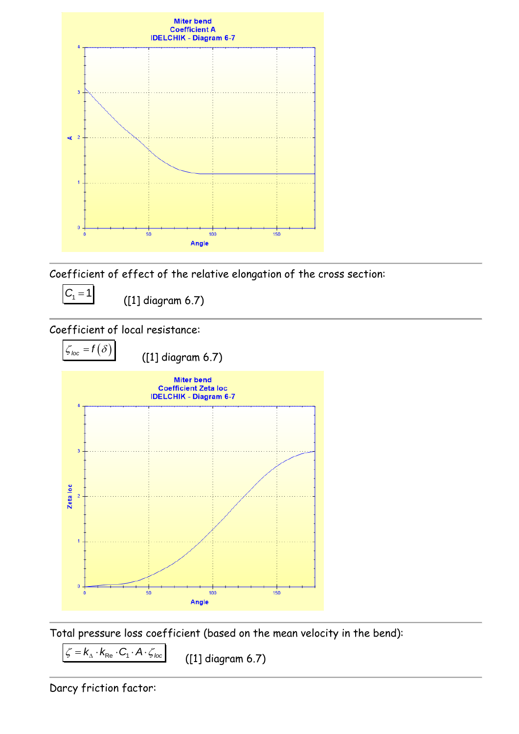Miter bend
Coefficient A
IDELCHIK - Diagram 6-7

Coefficient of effect of the relative elongation of the cross section:

$$C_1 = 1$$ ([1] diagram 6.7)

Coefficient of local resistance:

$$\zeta_{loc} = f(\delta)$$ ([1] diagram 6.7)

Miter bend
Coefficient Zeta loc
IDELCHIK - Diagram 6-7

Total pressure loss coefficient (based on the mean velocity in the bend):

$$\zeta = k_{\Delta} \cdot k_{\text{Re}} \cdot C_1 \cdot A \cdot \zeta_{loc}$$ ([1] diagram 6.7)

Darcy friction factor: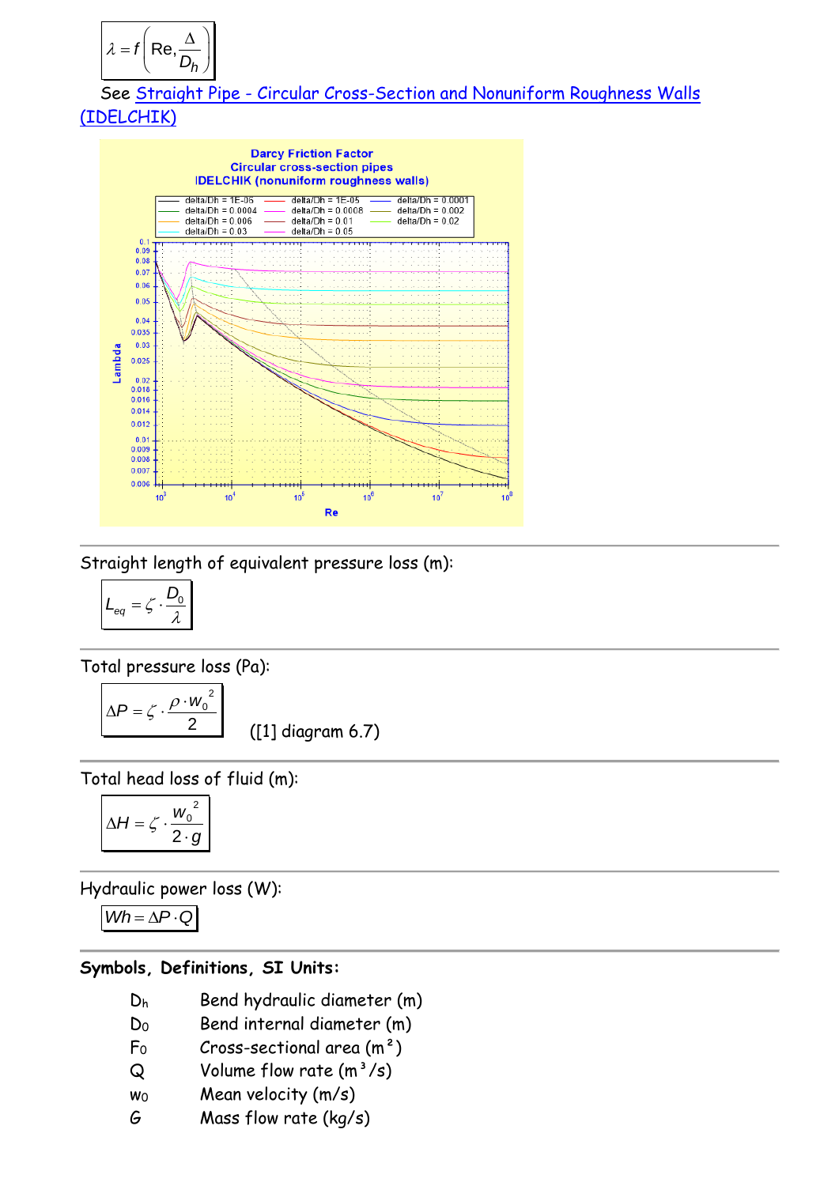$$\lambda = f\left(\mathrm{Re}, \frac{\Delta}{D_h}\right)$$

See Straight Pipe - Circular Cross-Section and Nonuniform Roughness Walls (IDELCHIK)

---

Straight length of equivalent pressure loss (m):

$$L_{eq} = \zeta \cdot \frac{D_0}{\lambda}$$

---

Total pressure loss (Pa):

$$\Delta P = \zeta \cdot \frac{\rho \cdot w_0^{\,2}}{2}$$

([1] diagram 6.7)

---

Total head loss of fluid (m):

$$\Delta H = \zeta \cdot \frac{w_0^{\,2}}{2 \cdot g}$$

---

Hydraulic power loss (W):

$$Wh = \Delta P \cdot Q$$

---

**Symbols, Definitions, SI Units:**

- $D_h$ Bend hydraulic diameter (m)
- $D_0$ Bend internal diameter (m)
- $F_0$ Cross-sectional area ($m^2$)
- $Q$ Volume flow rate ($m^3/s$)
- $w_0$ Mean velocity (m/s)
- $G$ Mass flow rate (kg/s)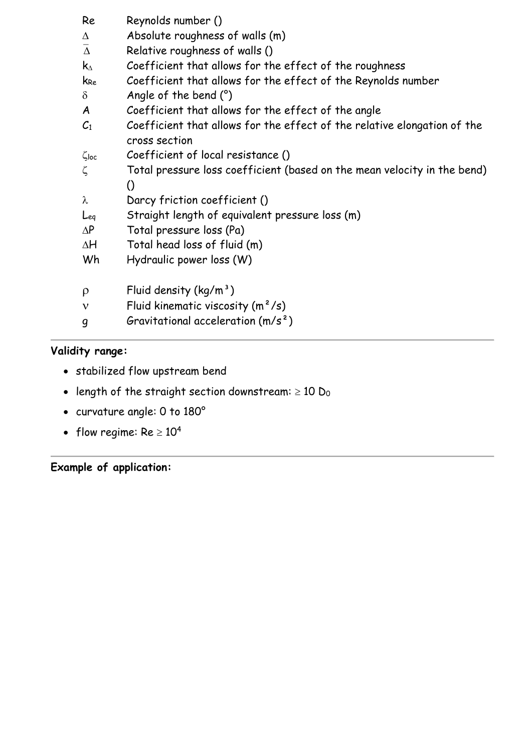| | |
|---|---|
| Re | Reynolds number () |
| $\Delta$ | Absolute roughness of walls (m) |
| $\bar{\Delta}$ | Relative roughness of walls () |
| $k_{\Delta}$ | Coefficient that allows for the effect of the roughness |
| $k_{Re}$ | Coefficient that allows for the effect of the Reynolds number |
| $\delta$ | Angle of the bend (°) |
| A | Coefficient that allows for the effect of the angle |
| $C_1$ | Coefficient that allows for the effect of the relative elongation of the cross section |
| $\zeta_{loc}$ | Coefficient of local resistance () |
| $\zeta$ | Total pressure loss coefficient (based on the mean velocity in the bend) () |
| $\lambda$ | Darcy friction coefficient () |
| $L_{eq}$ | Straight length of equivalent pressure loss (m) |
| $\Delta P$ | Total pressure loss (Pa) |
| $\Delta H$ | Total head loss of fluid (m) |
| Wh | Hydraulic power loss (W) |
| $\rho$ | Fluid density (kg/m³) |
| $\nu$ | Fluid kinematic viscosity (m²/s) |
| g | Gravitational acceleration (m/s²) |

**Validity range:**

- stabilized flow upstream bend
- length of the straight section downstream: $\geq 10\ D_0$
- curvature angle: 0 to 180°
- flow regime: $Re \geq 10^4$

**Example of application:**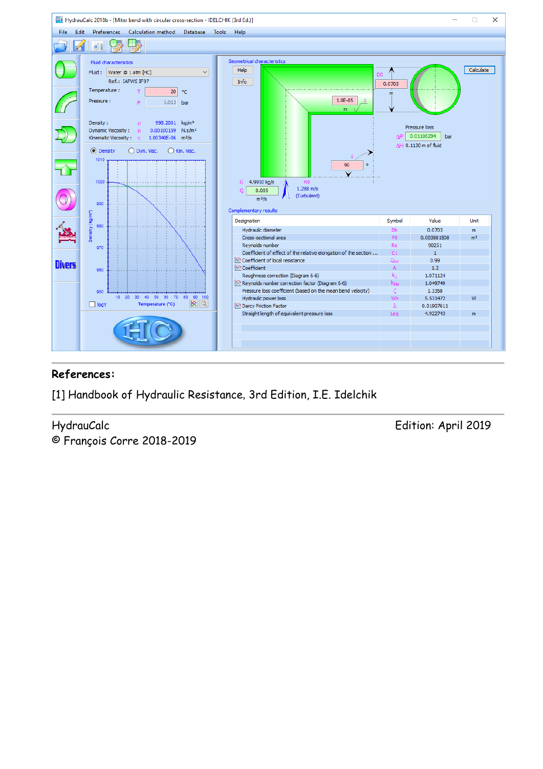HydrauCalc 2018b - [Miter bend with circular cross-section - IDELCHIK (3rd Ed.)]

File Edit Preferences Calculation method Database Tools Help

Fluid characteristics

Fluid : Water @ 1 atm [HC]

Ref.: IAPWS IF97

Temperature : T 20 °C

Pressure : P 1.013 bar

Density : ρ 998.2061 kg/m³

Dynamic Viscosity : μ 0.00100159 N.s/m²

Kinematic Viscosity : ν 1.00340E-06 m²/s

Density Dyn. Visc. Kin. Visc.

Density (kg/m³)

1010
1000
990
980
970
960
950

10 20 30 40 50 60 70 80 90 100

Temperature (°C)

logY

Divers

Geometrical characteristics

Help

Info

Calculate

D0 0.0703 m

Δ 1.0E-05 m

δ 90 °

G 4.9910 kg/s

Q 0.005 m³/s

w0 1.288 m/s (Turbulent)

Pressure loss

ΔP 0.01106294 bar

ΔH 0.1130 m of fluid

Complementary results

| Designation | Symbol | Value | Unit |
|---|---|---|---|
| Hydraulic diameter | Dh | 0.0703 | m |
| Cross-sectional area | F0 | 0.003881508 | m² |
| Reynolds number | Re | 90251 | |
| Coefficient of effect of the relative elongation of the section ... | C1 | 1 | |
| Coefficient of local resistance | $\zeta_{loc}$ | 0.99 | |
| Coefficient | A | 1.2 | |
| Roughness correction (Diagram 6-6) | $k_\Delta$ | 1.071124 | |
| Reynolds number correction factor (Diagram 6-6) | $k_{Re}$ | 1.049749 | |
| Pressure loss coefficient (based on the mean bend velocity) | ζ | 1.3358 | |
| Hydraulic power loss | Wh | 5.531472 | W |
| Darcy Friction Factor | λ | 0.01907611 | |
| Straight length of equivalent pressure loss | Leq | 4.922743 | m |

**References:**

[1] Handbook of Hydraulic Resistance, 3rd Edition, I.E. Idelchik

HydrauCalc Edition: April 2019

© François Corre 2018-2019